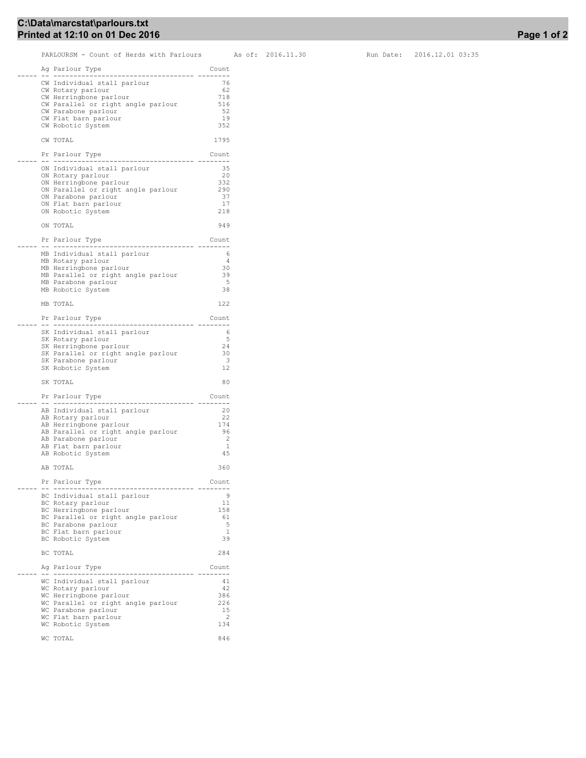# C:\Data\marcstat\parlours.txt

**Printed at 12:10 on 01 Dec 2016**

PARLOURSM - Count of Herds with Parlours As of: 2016.11.30 Run Date: 2016.12.01 03:35

| Ag | Parlour Type | Count |
|---|---|---|
| CW | Individual stall parlour | 76 |
| CW | Rotary parlour | 62 |
| CW | Herringbone parlour | 718 |
| CW | Parallel or right angle parlour | 516 |
| CW | Parabone parlour | 52 |
| CW | Flat barn parlour | 19 |
| CW | Robotic System | 352 |
| CW | TOTAL | 1795 |

| Pr | Parlour Type | Count |
|---|---|---|
| ON | Individual stall parlour | 35 |
| ON | Rotary parlour | 20 |
| ON | Herringbone parlour | 332 |
| ON | Parallel or right angle parlour | 290 |
| ON | Parabone parlour | 37 |
| ON | Flat barn parlour | 17 |
| ON | Robotic System | 218 |
| ON | TOTAL | 949 |

| Pr | Parlour Type | Count |
|---|---|---|
| MB | Individual stall parlour | 6 |
| MB | Rotary parlour | 4 |
| MB | Herringbone parlour | 30 |
| MB | Parallel or right angle parlour | 39 |
| MB | Parabone parlour | 5 |
| MB | Robotic System | 38 |
| MB | TOTAL | 122 |

| Pr | Parlour Type | Count |
|---|---|---|
| SK | Individual stall parlour | 6 |
| SK | Rotary parlour | 5 |
| SK | Herringbone parlour | 24 |
| SK | Parallel or right angle parlour | 30 |
| SK | Parabone parlour | 3 |
| SK | Robotic System | 12 |
| SK | TOTAL | 80 |

| Pr | Parlour Type | Count |
|---|---|---|
| AB | Individual stall parlour | 20 |
| AB | Rotary parlour | 22 |
| AB | Herringbone parlour | 174 |
| AB | Parallel or right angle parlour | 96 |
| AB | Parabone parlour | 2 |
| AB | Flat barn parlour | 1 |
| AB | Robotic System | 45 |
| AB | TOTAL | 360 |

| Pr | Parlour Type | Count |
|---|---|---|
| BC | Individual stall parlour | 9 |
| BC | Rotary parlour | 11 |
| BC | Herringbone parlour | 158 |
| BC | Parallel or right angle parlour | 61 |
| BC | Parabone parlour | 5 |
| BC | Flat barn parlour | 1 |
| BC | Robotic System | 39 |
| BC | TOTAL | 284 |

| Ag | Parlour Type | Count |
|---|---|---|
| WC | Individual stall parlour | 41 |
| WC | Rotary parlour | 42 |
| WC | Herringbone parlour | 386 |
| WC | Parallel or right angle parlour | 226 |
| WC | Parabone parlour | 15 |
| WC | Flat barn parlour | 2 |
| WC | Robotic System | 134 |
| WC | TOTAL | 846 |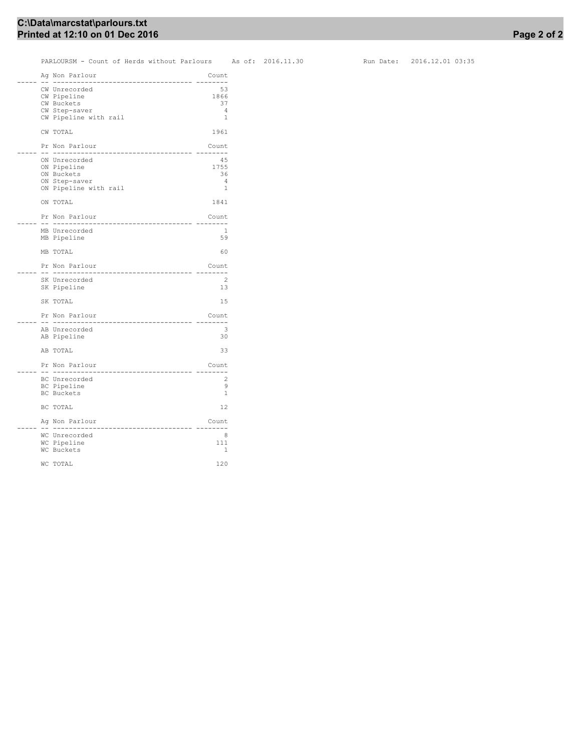PARLOURSM - Count of Herds without Parlours As of: 2016.11.30 Run Date: 2016.12.01 03:35

| Ag | Non Parlour | Count |
| --- | --- | --- |
| CW | Unrecorded | 53 |
| CW | Pipeline | 1866 |
| CW | Buckets | 37 |
| CW | Step-saver | 4 |
| CW | Pipeline with rail | 1 |
| CW | TOTAL | 1961 |

| Pr | Non Parlour | Count |
| --- | --- | --- |
| ON | Unrecorded | 45 |
| ON | Pipeline | 1755 |
| ON | Buckets | 36 |
| ON | Step-saver | 4 |
| ON | Pipeline with rail | 1 |
| ON | TOTAL | 1841 |

| Pr | Non Parlour | Count |
| --- | --- | --- |
| MB | Unrecorded | 1 |
| MB | Pipeline | 59 |
| MB | TOTAL | 60 |

| Pr | Non Parlour | Count |
| --- | --- | --- |
| SK | Unrecorded | 2 |
| SK | Pipeline | 13 |
| SK | TOTAL | 15 |

| Pr | Non Parlour | Count |
| --- | --- | --- |
| AB | Unrecorded | 3 |
| AB | Pipeline | 30 |
| AB | TOTAL | 33 |

| Pr | Non Parlour | Count |
| --- | --- | --- |
| BC | Unrecorded | 2 |
| BC | Pipeline | 9 |
| BC | Buckets | 1 |
| BC | TOTAL | 12 |

| Ag | Non Parlour | Count |
| --- | --- | --- |
| WC | Unrecorded | 8 |
| WC | Pipeline | 111 |
| WC | Buckets | 1 |
| WC | TOTAL | 120 |